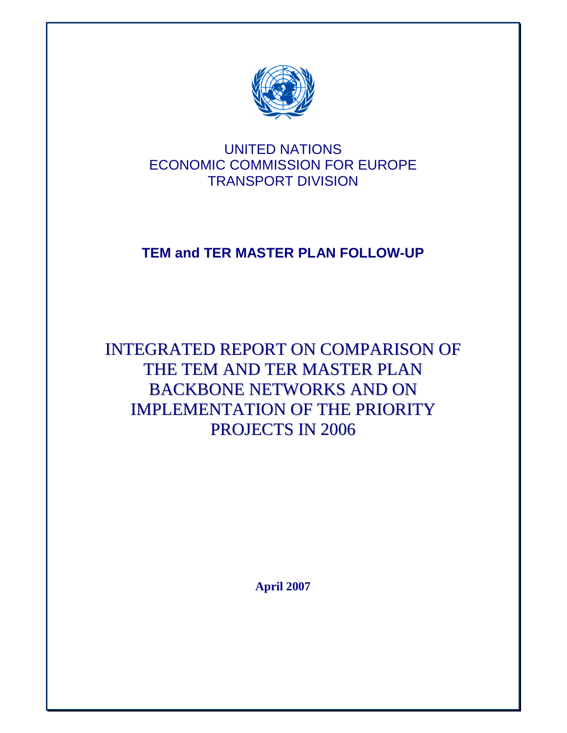UNITED NATIONS
ECONOMIC COMMISSION FOR EUROPE
TRANSPORT DIVISION

**TEM and TER MASTER PLAN FOLLOW-UP**

# INTEGRATED REPORT ON COMPARISON OF THE TEM AND TER MASTER PLAN BACKBONE NETWORKS AND ON IMPLEMENTATION OF THE PRIORITY PROJECTS IN 2006

**April 2007**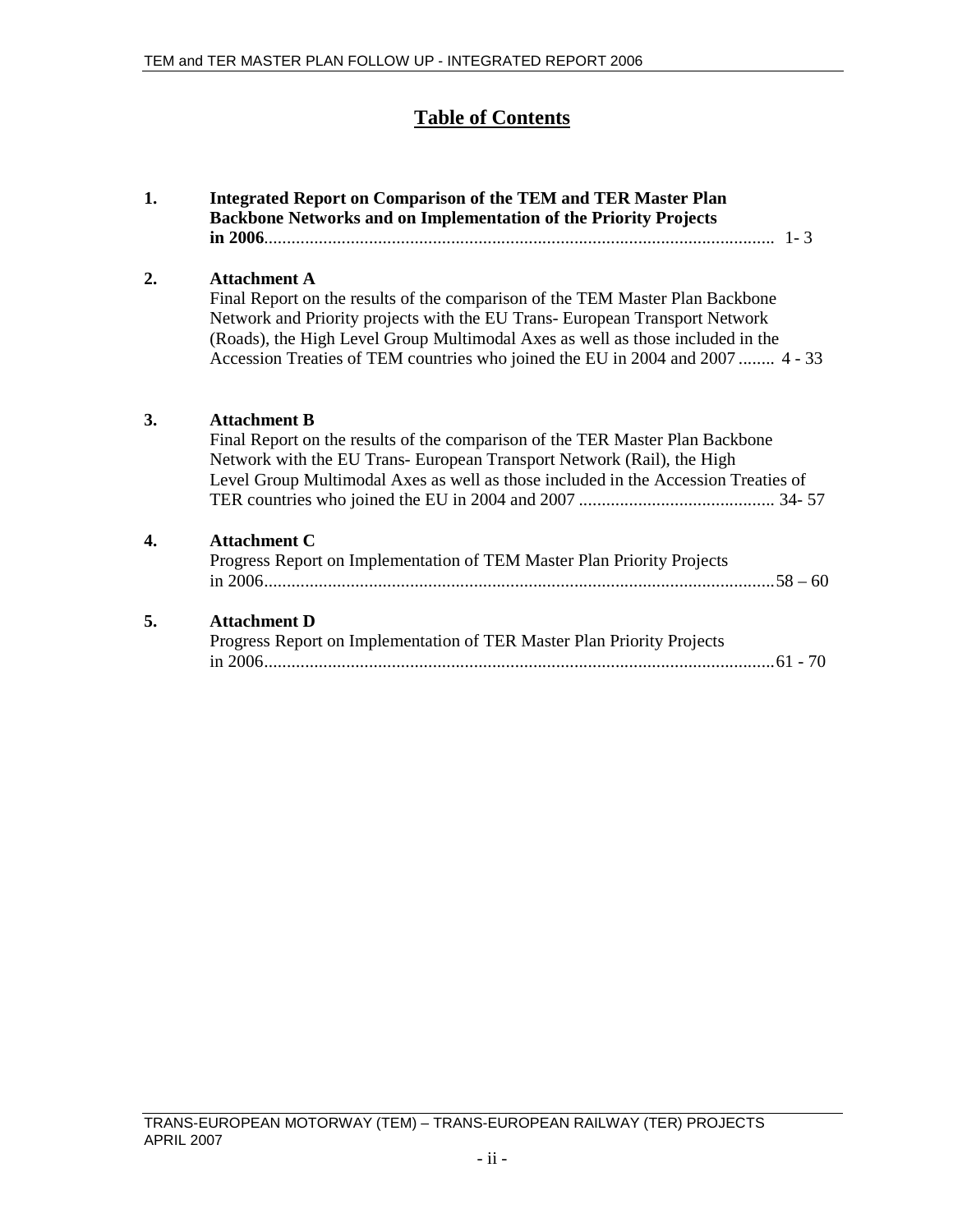# Table of Contents

1. **Integrated Report on Comparison of the TEM and TER Master Plan Backbone Networks and on Implementation of the Priority Projects in 2006**................................................................................................................ 1- 3

2. **Attachment A**
   Final Report on the results of the comparison of the TEM Master Plan Backbone Network and Priority projects with the EU Trans- European Transport Network (Roads), the High Level Group Multimodal Axes as well as those included in the Accession Treaties of TEM countries who joined the EU in 2004 and 2007 ........ 4 - 33

3. **Attachment B**
   Final Report on the results of the comparison of the TER Master Plan Backbone Network with the EU Trans- European Transport Network (Rail), the High Level Group Multimodal Axes as well as those included in the Accession Treaties of TER countries who joined the EU in 2004 and 2007 ........................................... 34- 57

4. **Attachment C**
   Progress Report on Implementation of TEM Master Plan Priority Projects in 2006................................................................................................................58 – 60

5. **Attachment D**
   Progress Report on Implementation of TER Master Plan Priority Projects in 2006................................................................................................................61 - 70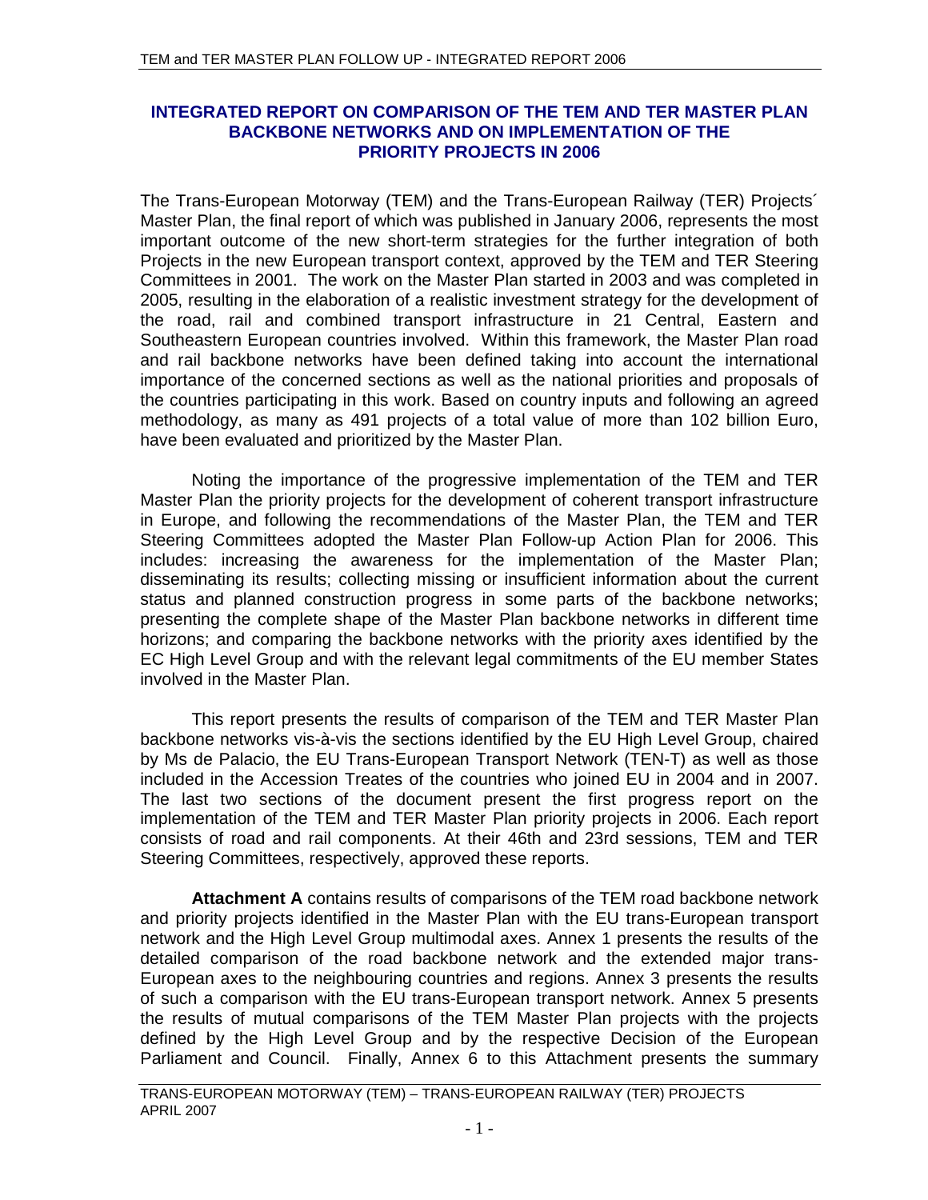**INTEGRATED REPORT ON COMPARISON OF THE TEM AND TER MASTER PLAN BACKBONE NETWORKS AND ON IMPLEMENTATION OF THE PRIORITY PROJECTS IN 2006**

The Trans-European Motorway (TEM) and the Trans-European Railway (TER) Projects´ Master Plan, the final report of which was published in January 2006, represents the most important outcome of the new short-term strategies for the further integration of both Projects in the new European transport context, approved by the TEM and TER Steering Committees in 2001. The work on the Master Plan started in 2003 and was completed in 2005, resulting in the elaboration of a realistic investment strategy for the development of the road, rail and combined transport infrastructure in 21 Central, Eastern and Southeastern European countries involved. Within this framework, the Master Plan road and rail backbone networks have been defined taking into account the international importance of the concerned sections as well as the national priorities and proposals of the countries participating in this work. Based on country inputs and following an agreed methodology, as many as 491 projects of a total value of more than 102 billion Euro, have been evaluated and prioritized by the Master Plan.

Noting the importance of the progressive implementation of the TEM and TER Master Plan the priority projects for the development of coherent transport infrastructure in Europe, and following the recommendations of the Master Plan, the TEM and TER Steering Committees adopted the Master Plan Follow-up Action Plan for 2006. This includes: increasing the awareness for the implementation of the Master Plan; disseminating its results; collecting missing or insufficient information about the current status and planned construction progress in some parts of the backbone networks; presenting the complete shape of the Master Plan backbone networks in different time horizons; and comparing the backbone networks with the priority axes identified by the EC High Level Group and with the relevant legal commitments of the EU member States involved in the Master Plan.

This report presents the results of comparison of the TEM and TER Master Plan backbone networks vis-à-vis the sections identified by the EU High Level Group, chaired by Ms de Palacio, the EU Trans-European Transport Network (TEN-T) as well as those included in the Accession Treates of the countries who joined EU in 2004 and in 2007. The last two sections of the document present the first progress report on the implementation of the TEM and TER Master Plan priority projects in 2006. Each report consists of road and rail components. At their 46th and 23rd sessions, TEM and TER Steering Committees, respectively, approved these reports.

**Attachment A** contains results of comparisons of the TEM road backbone network and priority projects identified in the Master Plan with the EU trans-European transport network and the High Level Group multimodal axes. Annex 1 presents the results of the detailed comparison of the road backbone network and the extended major trans-European axes to the neighbouring countries and regions. Annex 3 presents the results of such a comparison with the EU trans-European transport network. Annex 5 presents the results of mutual comparisons of the TEM Master Plan projects with the projects defined by the High Level Group and by the respective Decision of the European Parliament and Council. Finally, Annex 6 to this Attachment presents the summary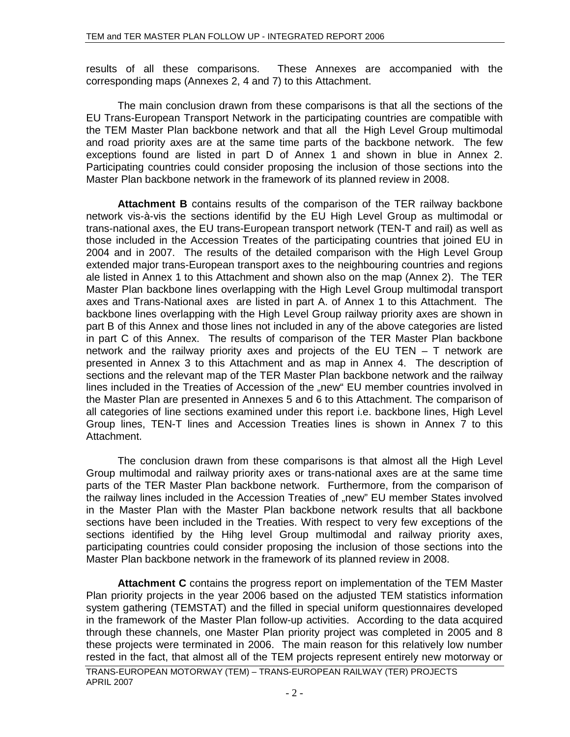results of all these comparisons. These Annexes are accompanied with the corresponding maps (Annexes 2, 4 and 7) to this Attachment.

The main conclusion drawn from these comparisons is that all the sections of the EU Trans-European Transport Network in the participating countries are compatible with the TEM Master Plan backbone network and that all the High Level Group multimodal and road priority axes are at the same time parts of the backbone network. The few exceptions found are listed in part D of Annex 1 and shown in blue in Annex 2. Participating countries could consider proposing the inclusion of those sections into the Master Plan backbone network in the framework of its planned review in 2008.

**Attachment B** contains results of the comparison of the TER railway backbone network vis-à-vis the sections identifid by the EU High Level Group as multimodal or trans-national axes, the EU trans-European transport network (TEN-T and rail) as well as those included in the Accession Treates of the participating countries that joined EU in 2004 and in 2007. The results of the detailed comparison with the High Level Group extended major trans-European transport axes to the neighbouring countries and regions ale listed in Annex 1 to this Attachment and shown also on the map (Annex 2). The TER Master Plan backbone lines overlapping with the High Level Group multimodal transport axes and Trans-National axes are listed in part A. of Annex 1 to this Attachment. The backbone lines overlapping with the High Level Group railway priority axes are shown in part B of this Annex and those lines not included in any of the above categories are listed in part C of this Annex. The results of comparison of the TER Master Plan backbone network and the railway priority axes and projects of the EU TEN – T network are presented in Annex 3 to this Attachment and as map in Annex 4. The description of sections and the relevant map of the TER Master Plan backbone network and the railway lines included in the Treaties of Accession of the „new" EU member countries involved in the Master Plan are presented in Annexes 5 and 6 to this Attachment. The comparison of all categories of line sections examined under this report i.e. backbone lines, High Level Group lines, TEN-T lines and Accession Treaties lines is shown in Annex 7 to this Attachment.

The conclusion drawn from these comparisons is that almost all the High Level Group multimodal and railway priority axes or trans-national axes are at the same time parts of the TER Master Plan backbone network. Furthermore, from the comparison of the railway lines included in the Accession Treaties of „new" EU member States involved in the Master Plan with the Master Plan backbone network results that all backbone sections have been included in the Treaties. With respect to very few exceptions of the sections identified by the Hihg level Group multimodal and railway priority axes, participating countries could consider proposing the inclusion of those sections into the Master Plan backbone network in the framework of its planned review in 2008.

**Attachment C** contains the progress report on implementation of the TEM Master Plan priority projects in the year 2006 based on the adjusted TEM statistics information system gathering (TEMSTAT) and the filled in special uniform questionnaires developed in the framework of the Master Plan follow-up activities. According to the data acquired through these channels, one Master Plan priority project was completed in 2005 and 8 these projects were terminated in 2006. The main reason for this relatively low number rested in the fact, that almost all of the TEM projects represent entirely new motorway or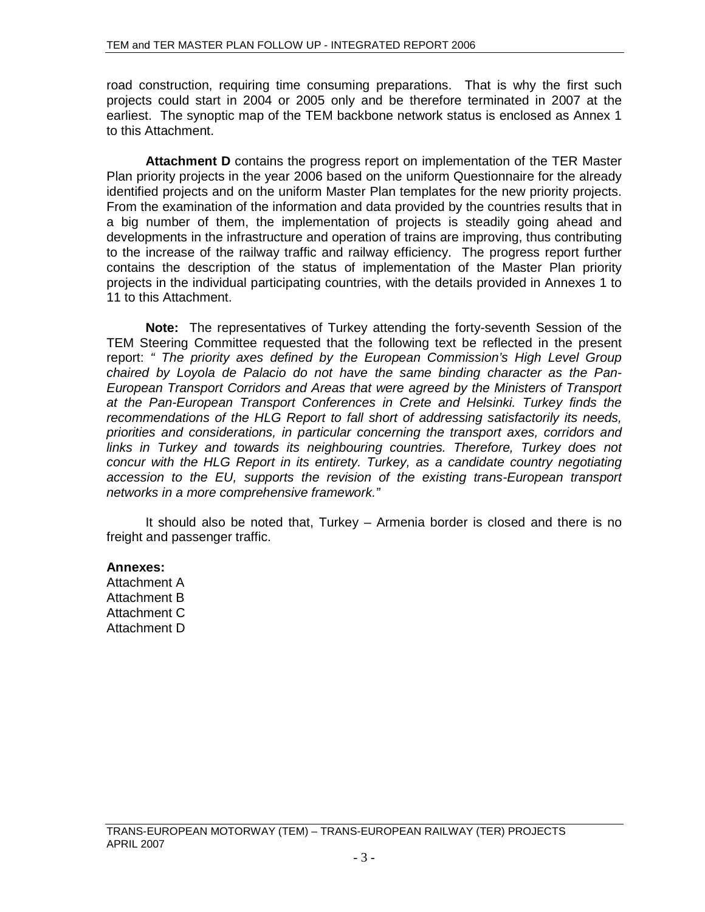road construction, requiring time consuming preparations. That is why the first such projects could start in 2004 or 2005 only and be therefore terminated in 2007 at the earliest. The synoptic map of the TEM backbone network status is enclosed as Annex 1 to this Attachment.

**Attachment D** contains the progress report on implementation of the TER Master Plan priority projects in the year 2006 based on the uniform Questionnaire for the already identified projects and on the uniform Master Plan templates for the new priority projects. From the examination of the information and data provided by the countries results that in a big number of them, the implementation of projects is steadily going ahead and developments in the infrastructure and operation of trains are improving, thus contributing to the increase of the railway traffic and railway efficiency. The progress report further contains the description of the status of implementation of the Master Plan priority projects in the individual participating countries, with the details provided in Annexes 1 to 11 to this Attachment.

**Note:** The representatives of Turkey attending the forty-seventh Session of the TEM Steering Committee requested that the following text be reflected in the present report: *" The priority axes defined by the European Commission's High Level Group chaired by Loyola de Palacio do not have the same binding character as the Pan-European Transport Corridors and Areas that were agreed by the Ministers of Transport at the Pan-European Transport Conferences in Crete and Helsinki. Turkey finds the recommendations of the HLG Report to fall short of addressing satisfactorily its needs, priorities and considerations, in particular concerning the transport axes, corridors and links in Turkey and towards its neighbouring countries. Therefore, Turkey does not concur with the HLG Report in its entirety. Turkey, as a candidate country negotiating accession to the EU, supports the revision of the existing trans-European transport networks in a more comprehensive framework."*

It should also be noted that, Turkey – Armenia border is closed and there is no freight and passenger traffic.

**Annexes:**
Attachment A
Attachment B
Attachment C
Attachment D